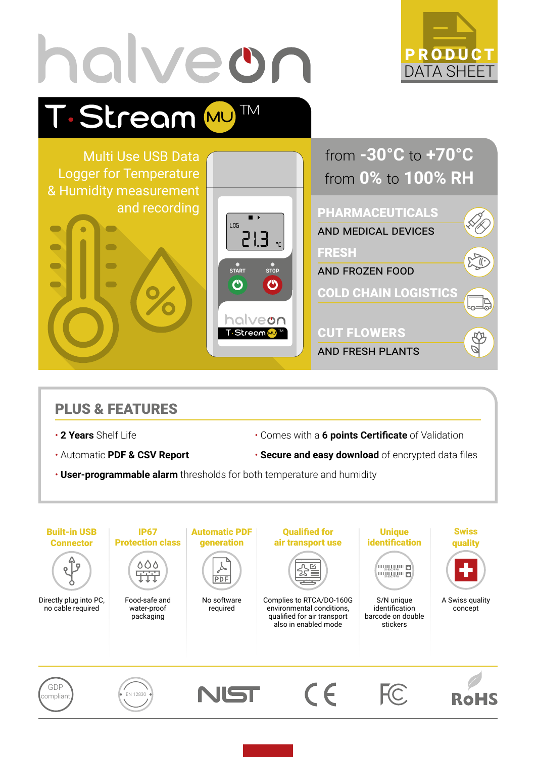# halveon

PRODUCT DATA SHEET

## T·Stream MU™

Multi Use USB Data Logger for Temperature & Humidity measurement and recording

from **-30°C** to **+70°C**
from **0%** to **100% RH**

**PHARMACEUTICALS** AND MEDICAL DEVICES

**FRESH** AND FROZEN FOOD

**COLD CHAIN LOGISTICS**

**CUT FLOWERS** AND FRESH PLANTS

## PLUS & FEATURES

- **2 Years** Shelf Life
- Comes with a **6 points Certificate** of Validation
- Automatic **PDF & CSV Report**
- **Secure and easy download** of encrypted data files
- **User-programmable alarm** thresholds for both temperature and humidity

**Built-in USB Connector**
Directly plug into PC, no cable required

**IP67 Protection class**
Food-safe and water-proof packaging

**Automatic PDF generation**
No software required

**Qualified for air transport use**
Complies to RTCA/DO-160G environmental conditions, qualified for air transport also in enabled mode

**Unique identification**
S/N unique identification barcode on double stickers

**Swiss quality**
A Swiss quality concept

GDP compliant · EN 12830 · NIST · CE · FC · RoHS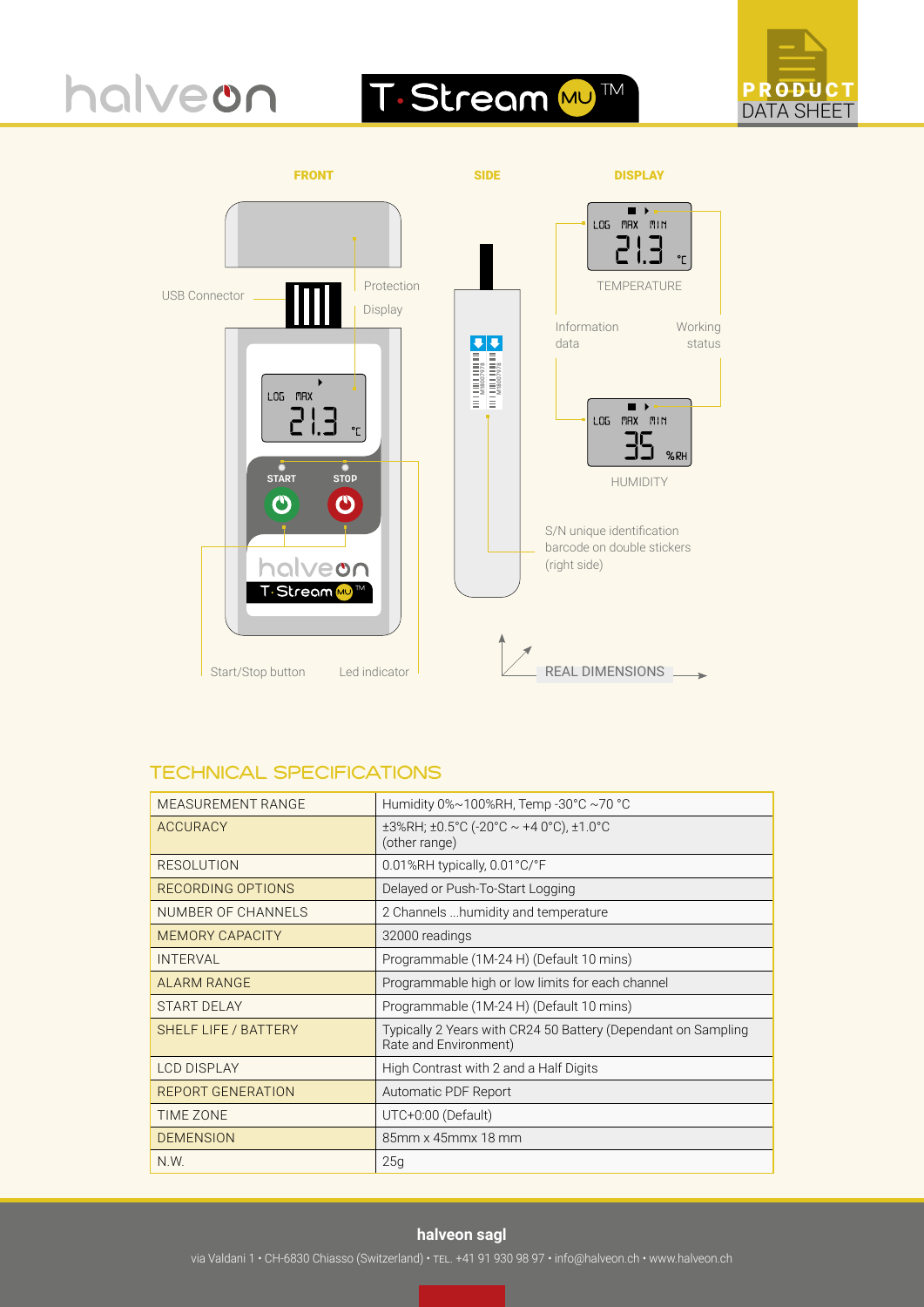halveon

T·Stream MU™

PRODUCT DATA SHEET

FRONT

SIDE

DISPLAY

USB Connector

Protection

Display

LOG MAX

21.3 °C

START

STOP

halveon

T·Stream MU™

Start/Stop button

Led indicator

LOG MAX MIN

21.3 °C

TEMPERATURE

Information data

Working status

LOG MAX MIN

35 %RH

HUMIDITY

S/N unique identification barcode on double stickers (right side)

REAL DIMENSIONS

## TECHNICAL SPECIFICATIONS

| | |
|---|---|
| MEASUREMENT RANGE | Humidity 0%~100%RH, Temp -30°C ~70 °C |
| ACCURACY | ±3%RH; ±0.5°C (-20°C ~ +4 0°C), ±1.0°C (other range) |
| RESOLUTION | 0.01%RH typically, 0.01°C/°F |
| RECORDING OPTIONS | Delayed or Push-To-Start Logging |
| NUMBER OF CHANNELS | 2 Channels ...humidity and temperature |
| MEMORY CAPACITY | 32000 readings |
| INTERVAL | Programmable (1M-24 H) (Default 10 mins) |
| ALARM RANGE | Programmable high or low limits for each channel |
| START DELAY | Programmable (1M-24 H) (Default 10 mins) |
| SHELF LIFE / BATTERY | Typically 2 Years with CR24 50 Battery (Dependant on Sampling Rate and Environment) |
| LCD DISPLAY | High Contrast with 2 and a Half Digits |
| REPORT GENERATION | Automatic PDF Report |
| TIME ZONE | UTC+0:00 (Default) |
| DEMENSION | 85mm x 45mmx 18 mm |
| N.W. | 25g |

**halveon sagl**

via Valdani 1 • CH-6830 Chiasso (Switzerland) • TEL. +41 91 930 98 97 • info@halveon.ch • www.halveon.ch